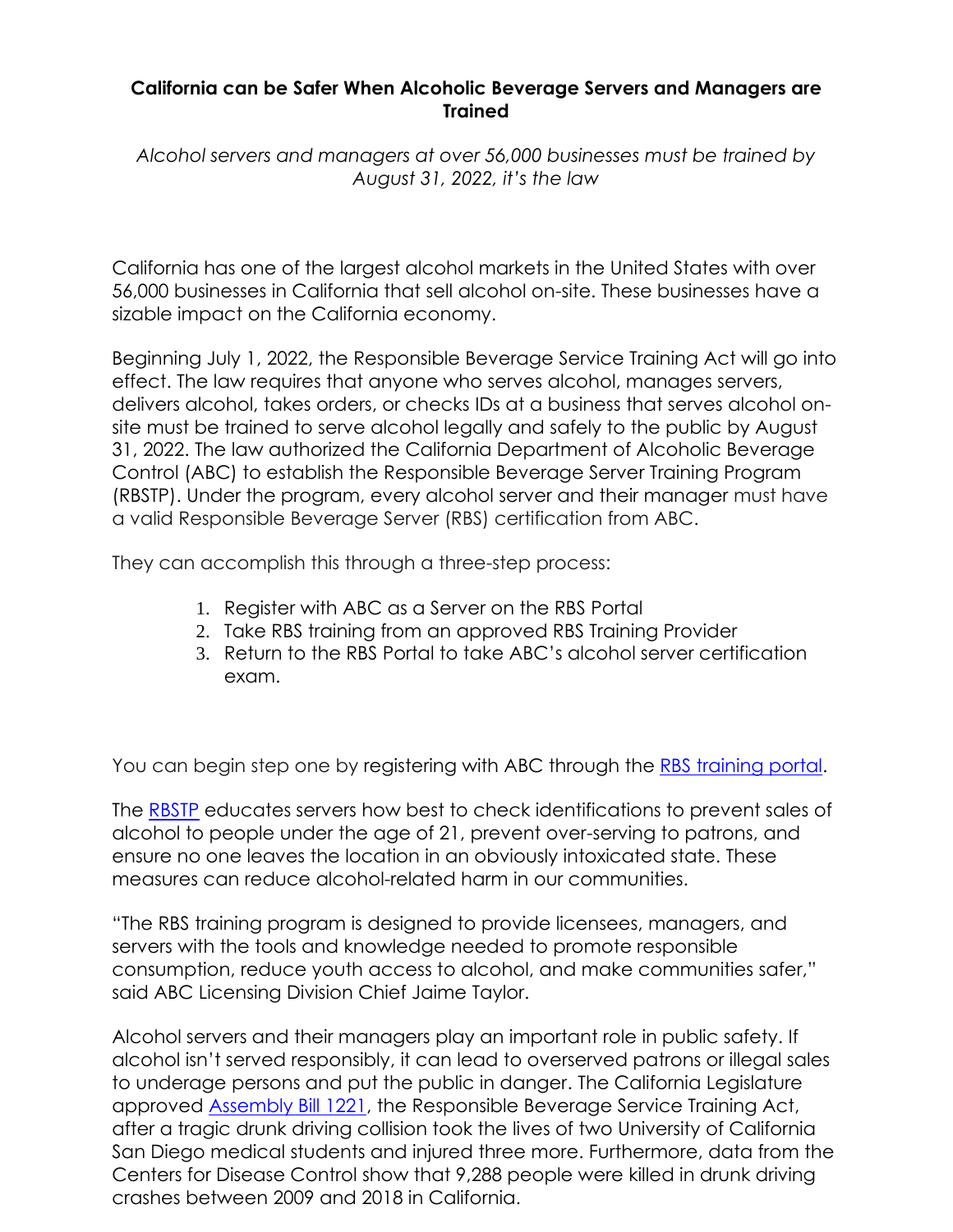**California can be Safer When Alcoholic Beverage Servers and Managers are Trained**

*Alcohol servers and managers at over 56,000 businesses must be trained by August 31, 2022, it's the law*

California has one of the largest alcohol markets in the United States with over 56,000 businesses in California that sell alcohol on-site. These businesses have a sizable impact on the California economy.

Beginning July 1, 2022, the Responsible Beverage Service Training Act will go into effect. The law requires that anyone who serves alcohol, manages servers, delivers alcohol, takes orders, or checks IDs at a business that serves alcohol on-site must be trained to serve alcohol legally and safely to the public by August 31, 2022. The law authorized the California Department of Alcoholic Beverage Control (ABC) to establish the Responsible Beverage Server Training Program (RBSTP). Under the program, every alcohol server and their manager must have a valid Responsible Beverage Server (RBS) certification from ABC.

They can accomplish this through a three-step process:

1. Register with ABC as a Server on the RBS Portal
2. Take RBS training from an approved RBS Training Provider
3. Return to the RBS Portal to take ABC's alcohol server certification exam.

You can begin step one by registering with ABC through the RBS training portal.

The RBSTP educates servers how best to check identifications to prevent sales of alcohol to people under the age of 21, prevent over-serving to patrons, and ensure no one leaves the location in an obviously intoxicated state. These measures can reduce alcohol-related harm in our communities.

"The RBS training program is designed to provide licensees, managers, and servers with the tools and knowledge needed to promote responsible consumption, reduce youth access to alcohol, and make communities safer," said ABC Licensing Division Chief Jaime Taylor.

Alcohol servers and their managers play an important role in public safety. If alcohol isn't served responsibly, it can lead to overserved patrons or illegal sales to underage persons and put the public in danger. The California Legislature approved Assembly Bill 1221, the Responsible Beverage Service Training Act, after a tragic drunk driving collision took the lives of two University of California San Diego medical students and injured three more. Furthermore, data from the Centers for Disease Control show that 9,288 people were killed in drunk driving crashes between 2009 and 2018 in California.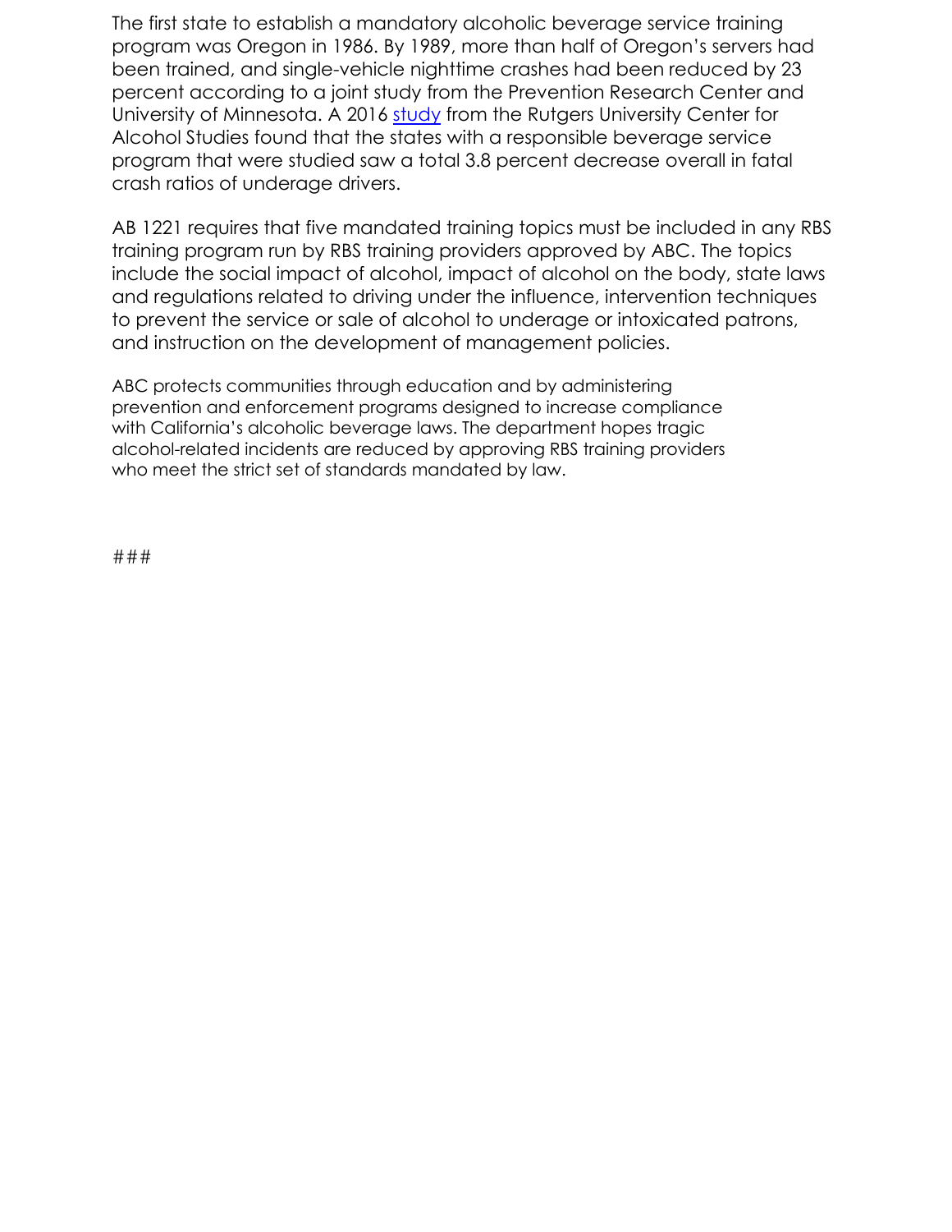The first state to establish a mandatory alcoholic beverage service training program was Oregon in 1986. By 1989, more than half of Oregon's servers had been trained, and single-vehicle nighttime crashes had been reduced by 23 percent according to a joint study from the Prevention Research Center and University of Minnesota. A 2016 study from the Rutgers University Center for Alcohol Studies found that the states with a responsible beverage service program that were studied saw a total 3.8 percent decrease overall in fatal crash ratios of underage drivers.

AB 1221 requires that five mandated training topics must be included in any RBS training program run by RBS training providers approved by ABC. The topics include the social impact of alcohol, impact of alcohol on the body, state laws and regulations related to driving under the influence, intervention techniques to prevent the service or sale of alcohol to underage or intoxicated patrons, and instruction on the development of management policies.

ABC protects communities through education and by administering prevention and enforcement programs designed to increase compliance with California's alcoholic beverage laws. The department hopes tragic alcohol-related incidents are reduced by approving RBS training providers who meet the strict set of standards mandated by law.

###